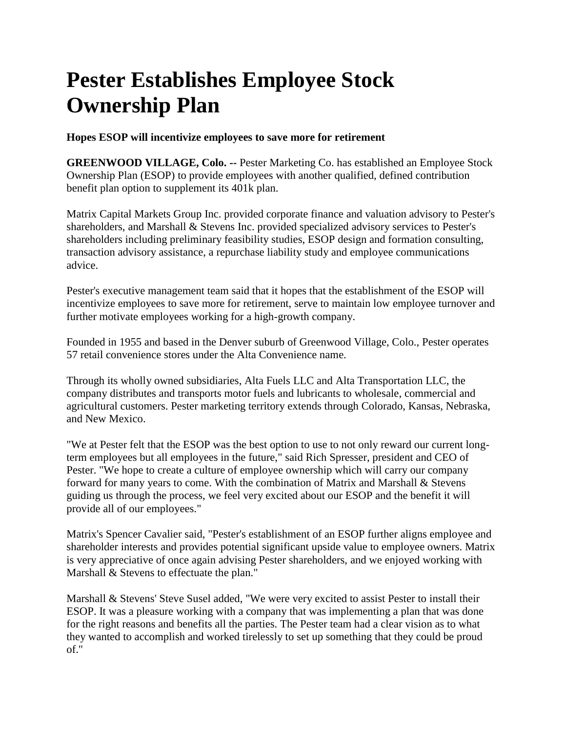# Pester Establishes Employee Stock Ownership Plan

**Hopes ESOP will incentivize employees to save more for retirement**

**GREENWOOD VILLAGE, Colo. --** Pester Marketing Co. has established an Employee Stock Ownership Plan (ESOP) to provide employees with another qualified, defined contribution benefit plan option to supplement its 401k plan.

Matrix Capital Markets Group Inc. provided corporate finance and valuation advisory to Pester's shareholders, and Marshall & Stevens Inc. provided specialized advisory services to Pester's shareholders including preliminary feasibility studies, ESOP design and formation consulting, transaction advisory assistance, a repurchase liability study and employee communications advice.

Pester's executive management team said that it hopes that the establishment of the ESOP will incentivize employees to save more for retirement, serve to maintain low employee turnover and further motivate employees working for a high-growth company.

Founded in 1955 and based in the Denver suburb of Greenwood Village, Colo., Pester operates 57 retail convenience stores under the Alta Convenience name.

Through its wholly owned subsidiaries, Alta Fuels LLC and Alta Transportation LLC, the company distributes and transports motor fuels and lubricants to wholesale, commercial and agricultural customers. Pester marketing territory extends through Colorado, Kansas, Nebraska, and New Mexico.

"We at Pester felt that the ESOP was the best option to use to not only reward our current long-term employees but all employees in the future," said Rich Spresser, president and CEO of Pester. "We hope to create a culture of employee ownership which will carry our company forward for many years to come. With the combination of Matrix and Marshall & Stevens guiding us through the process, we feel very excited about our ESOP and the benefit it will provide all of our employees."

Matrix's Spencer Cavalier said, "Pester's establishment of an ESOP further aligns employee and shareholder interests and provides potential significant upside value to employee owners. Matrix is very appreciative of once again advising Pester shareholders, and we enjoyed working with Marshall & Stevens to effectuate the plan."

Marshall & Stevens' Steve Susel added, "We were very excited to assist Pester to install their ESOP. It was a pleasure working with a company that was implementing a plan that was done for the right reasons and benefits all the parties. The Pester team had a clear vision as to what they wanted to accomplish and worked tirelessly to set up something that they could be proud of."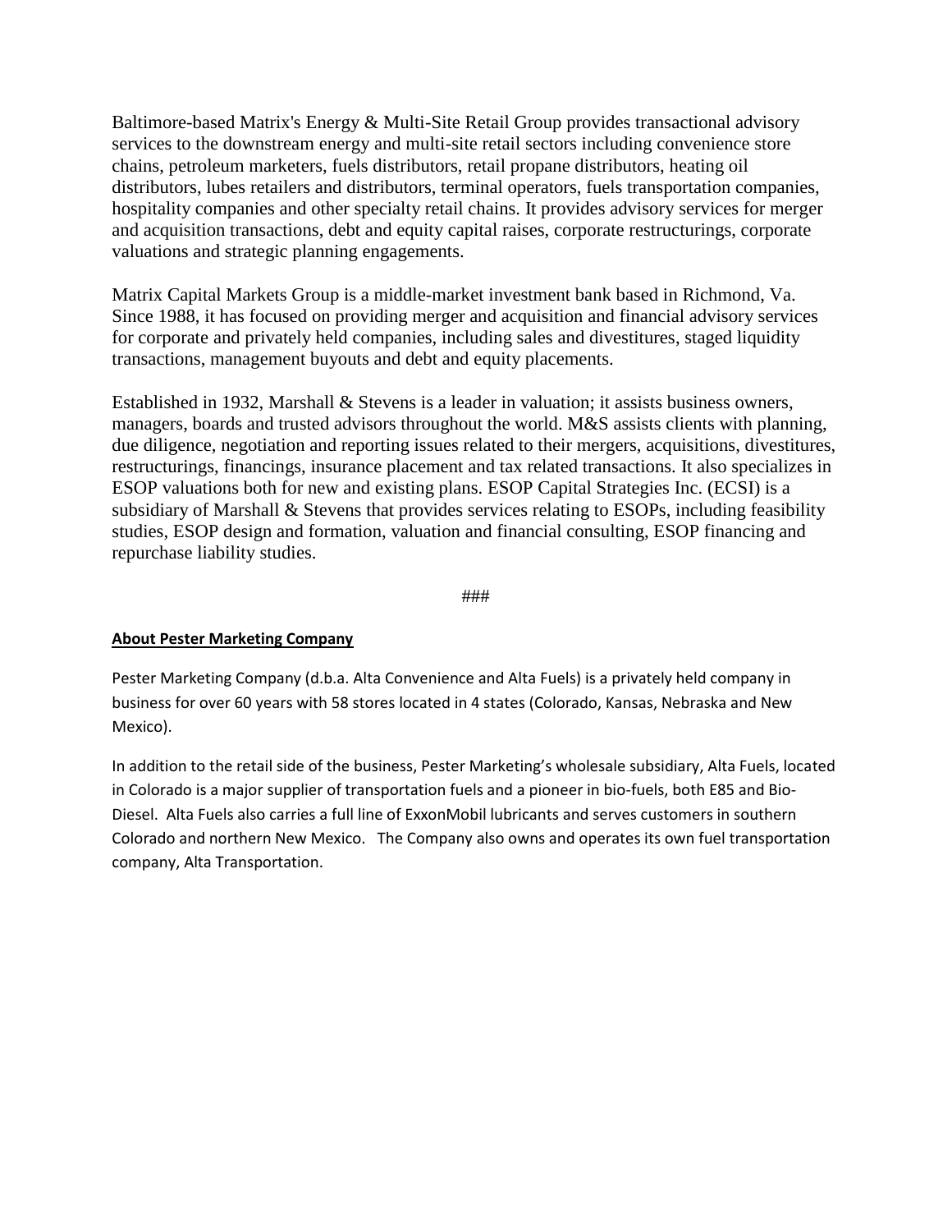Baltimore-based Matrix's Energy & Multi-Site Retail Group provides transactional advisory services to the downstream energy and multi-site retail sectors including convenience store chains, petroleum marketers, fuels distributors, retail propane distributors, heating oil distributors, lubes retailers and distributors, terminal operators, fuels transportation companies, hospitality companies and other specialty retail chains. It provides advisory services for merger and acquisition transactions, debt and equity capital raises, corporate restructurings, corporate valuations and strategic planning engagements.

Matrix Capital Markets Group is a middle-market investment bank based in Richmond, Va. Since 1988, it has focused on providing merger and acquisition and financial advisory services for corporate and privately held companies, including sales and divestitures, staged liquidity transactions, management buyouts and debt and equity placements.

Established in 1932, Marshall & Stevens is a leader in valuation; it assists business owners, managers, boards and trusted advisors throughout the world. M&S assists clients with planning, due diligence, negotiation and reporting issues related to their mergers, acquisitions, divestitures, restructurings, financings, insurance placement and tax related transactions. It also specializes in ESOP valuations both for new and existing plans. ESOP Capital Strategies Inc. (ECSI) is a subsidiary of Marshall & Stevens that provides services relating to ESOPs, including feasibility studies, ESOP design and formation, valuation and financial consulting, ESOP financing and repurchase liability studies.

###

**About Pester Marketing Company**

Pester Marketing Company (d.b.a. Alta Convenience and Alta Fuels) is a privately held company in business for over 60 years with 58 stores located in 4 states (Colorado, Kansas, Nebraska and New Mexico).

In addition to the retail side of the business, Pester Marketing's wholesale subsidiary, Alta Fuels, located in Colorado is a major supplier of transportation fuels and a pioneer in bio-fuels, both E85 and Bio-Diesel. Alta Fuels also carries a full line of ExxonMobil lubricants and serves customers in southern Colorado and northern New Mexico. The Company also owns and operates its own fuel transportation company, Alta Transportation.